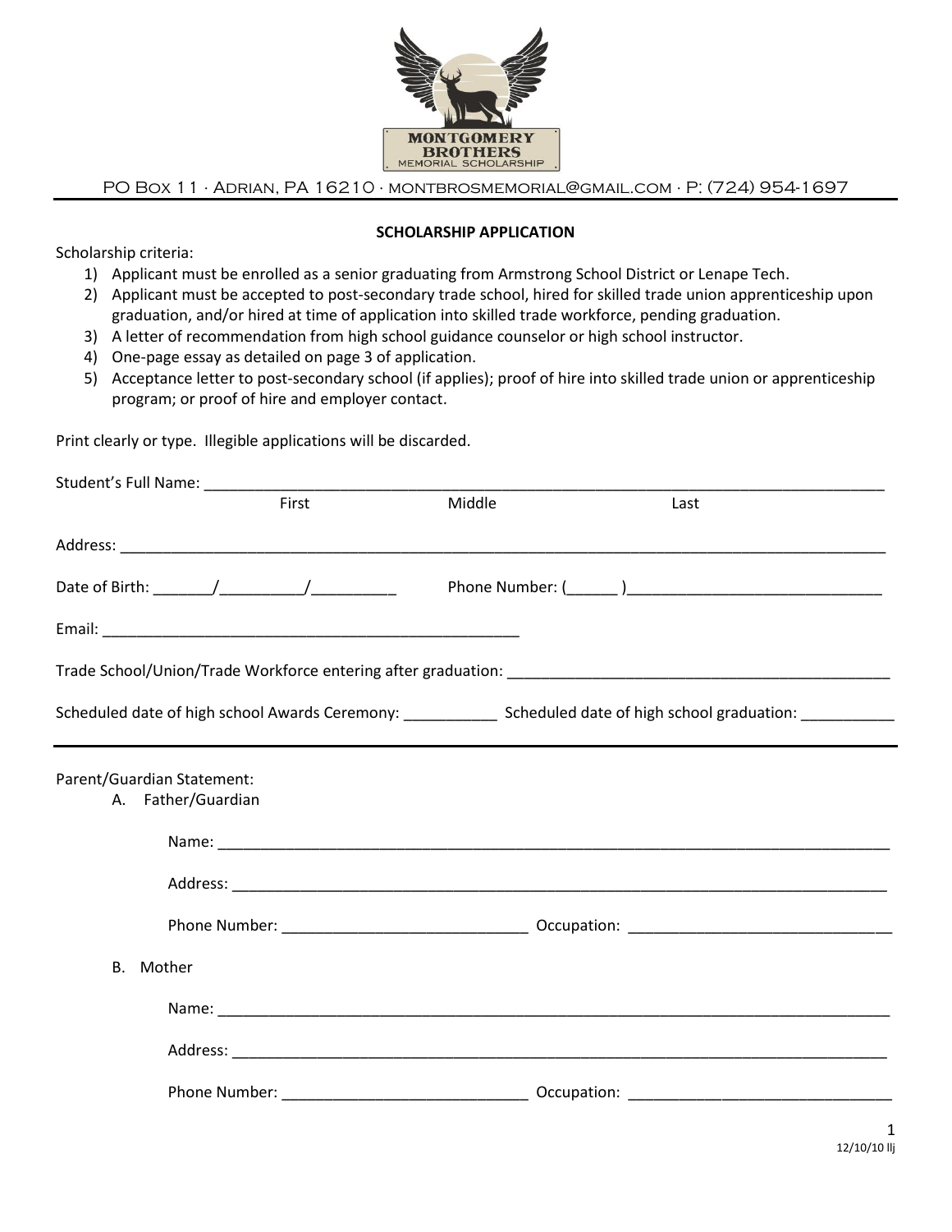PO Box 11 · Adrian, PA 16210 · montbrosmemorial@gmail.com · P: (724) 954-1697

## SCHOLARSHIP APPLICATION

Scholarship criteria:

1) Applicant must be enrolled as a senior graduating from Armstrong School District or Lenape Tech.
2) Applicant must be accepted to post-secondary trade school, hired for skilled trade union apprenticeship upon graduation, and/or hired at time of application into skilled trade workforce, pending graduation.
3) A letter of recommendation from high school guidance counselor or high school instructor.
4) One-page essay as detailed on page 3 of application.
5) Acceptance letter to post-secondary school (if applies); proof of hire into skilled trade union or apprenticeship program; or proof of hire and employer contact.

Print clearly or type. Illegible applications will be discarded.

Student's Full Name: ______________________________________________
First Middle Last

Address: ______________________________________________

Date of Birth: _______/__________/__________ Phone Number: (______ )______________________________

Email: __________________________________________________

Trade School/Union/Trade Workforce entering after graduation: ______________________________________________

Scheduled date of high school Awards Ceremony: ___________ Scheduled date of high school graduation: ___________

---

Parent/Guardian Statement:

A. Father/Guardian

Name: ______________________________________________

Address: ______________________________________________

Phone Number: _____________________________ Occupation: _______________________________

B. Mother

Name: ______________________________________________

Address: ______________________________________________

Phone Number: _____________________________ Occupation: _______________________________

12/10/10 llj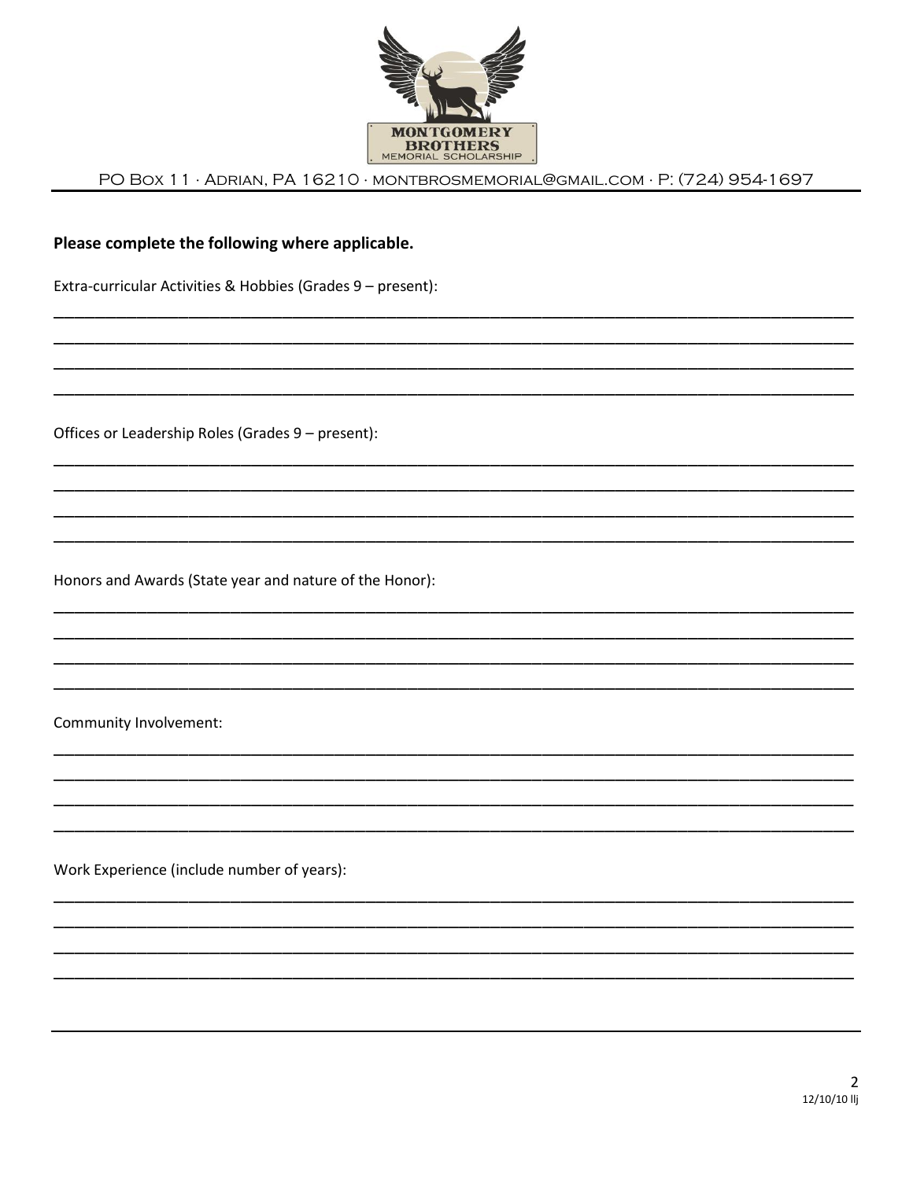PO Box 11 · Adrian, PA 16210 · montbrosmemorial@gmail.com · P: (724) 954-1697

**Please complete the following where applicable.**

Extra-curricular Activities & Hobbies (Grades 9 – present):

______________________________________________________________________________
______________________________________________________________________________
______________________________________________________________________________
______________________________________________________________________________

Offices or Leadership Roles (Grades 9 – present):

______________________________________________________________________________
______________________________________________________________________________
______________________________________________________________________________
______________________________________________________________________________

Honors and Awards (State year and nature of the Honor):

______________________________________________________________________________
______________________________________________________________________________
______________________________________________________________________________
______________________________________________________________________________

Community Involvement:

______________________________________________________________________________
______________________________________________________________________________
______________________________________________________________________________
______________________________________________________________________________

Work Experience (include number of years):

______________________________________________________________________________
______________________________________________________________________________
______________________________________________________________________________
______________________________________________________________________________

12/10/10 llj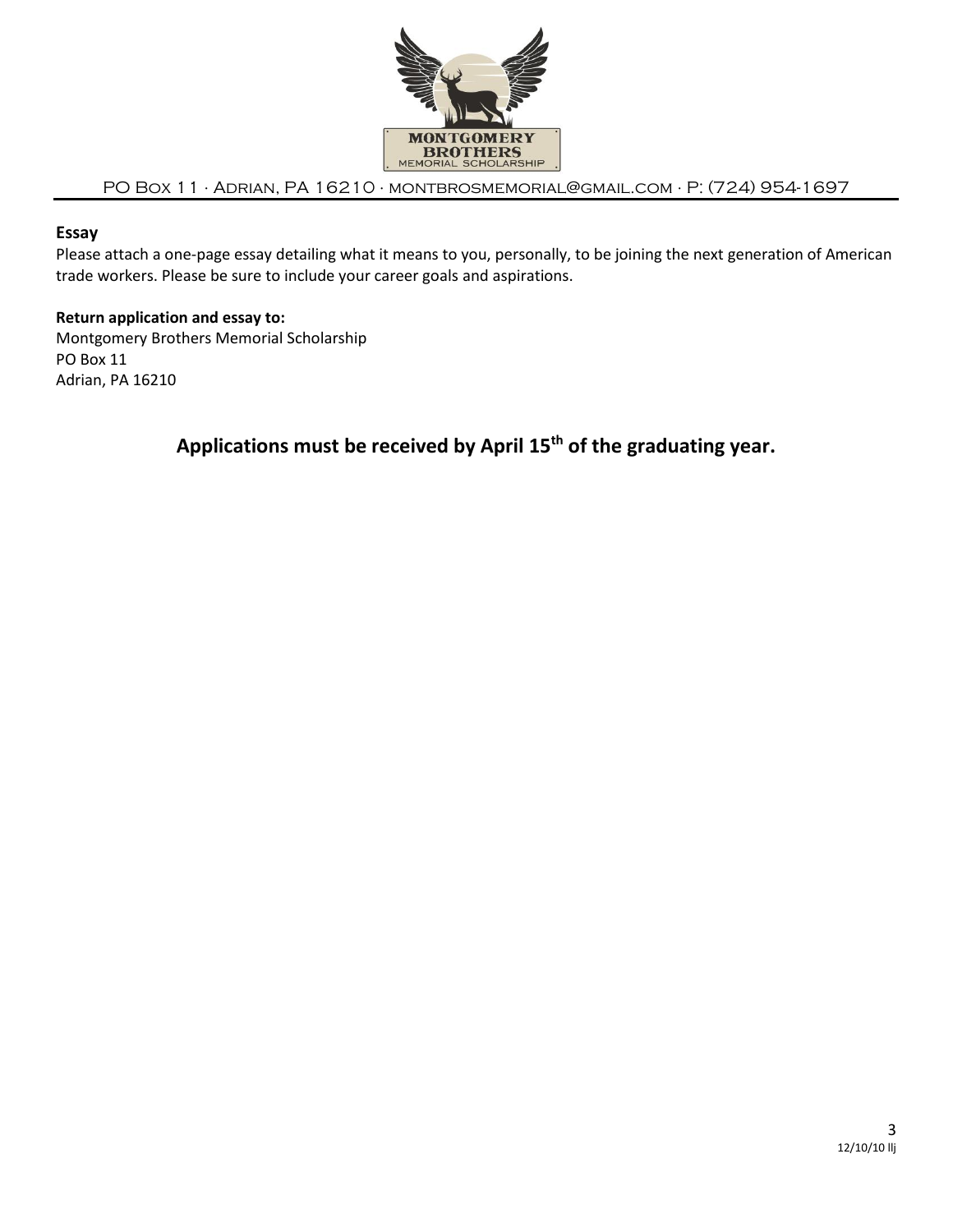PO Box 11 · Adrian, PA 16210 · montbrosmemorial@gmail.com · P: (724) 954-1697

**Essay**

Please attach a one-page essay detailing what it means to you, personally, to be joining the next generation of American trade workers. Please be sure to include your career goals and aspirations.

**Return application and essay to:**
Montgomery Brothers Memorial Scholarship
PO Box 11
Adrian, PA 16210

## Applications must be received by April 15th of the graduating year.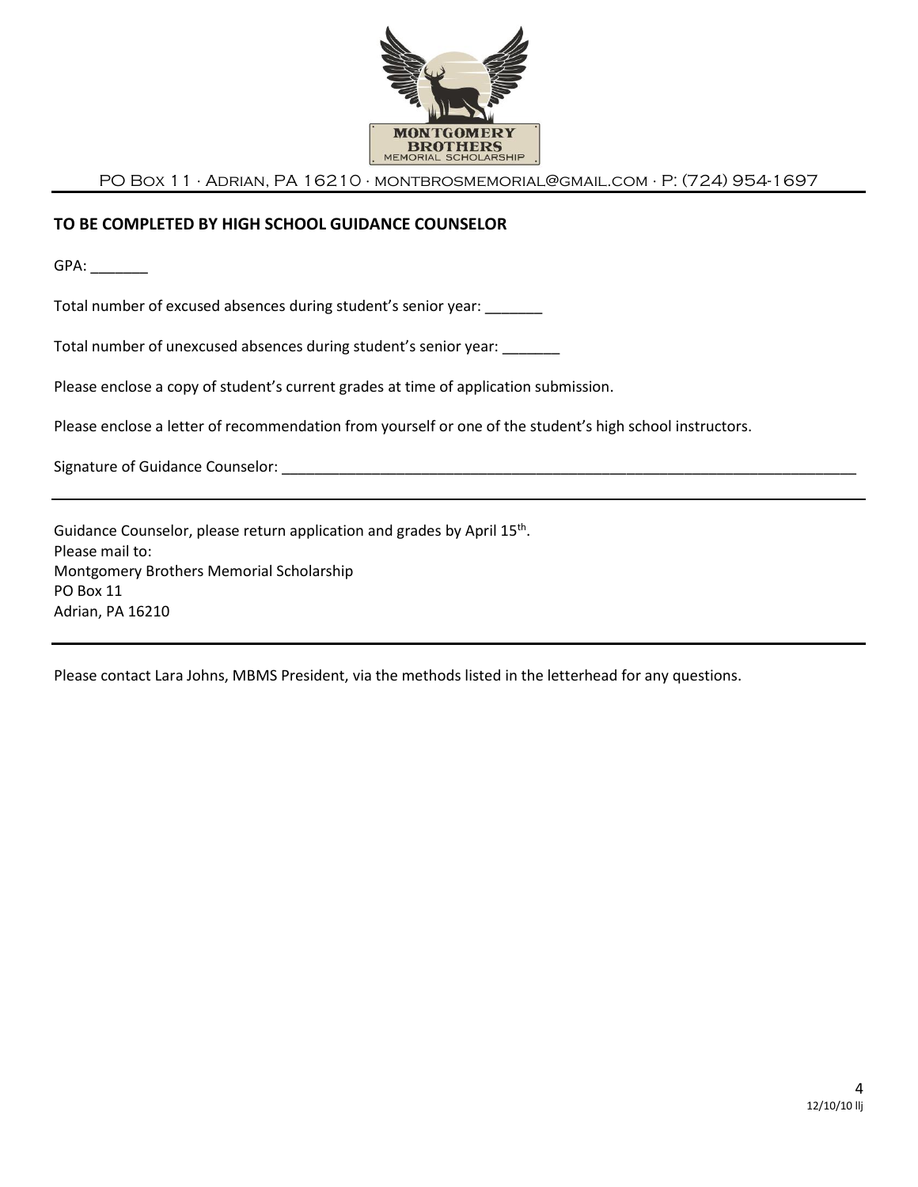**TO BE COMPLETED BY HIGH SCHOOL GUIDANCE COUNSELOR**

GPA: _______

Total number of excused absences during student's senior year: _______

Total number of unexcused absences during student's senior year: _______

Please enclose a copy of student's current grades at time of application submission.

Please enclose a letter of recommendation from yourself or one of the student's high school instructors.

Signature of Guidance Counselor: ___________________________________________________________________________

---

Guidance Counselor, please return application and grades by April 15th.
Please mail to:
Montgomery Brothers Memorial Scholarship
PO Box 11
Adrian, PA 16210

---

Please contact Lara Johns, MBMS President, via the methods listed in the letterhead for any questions.